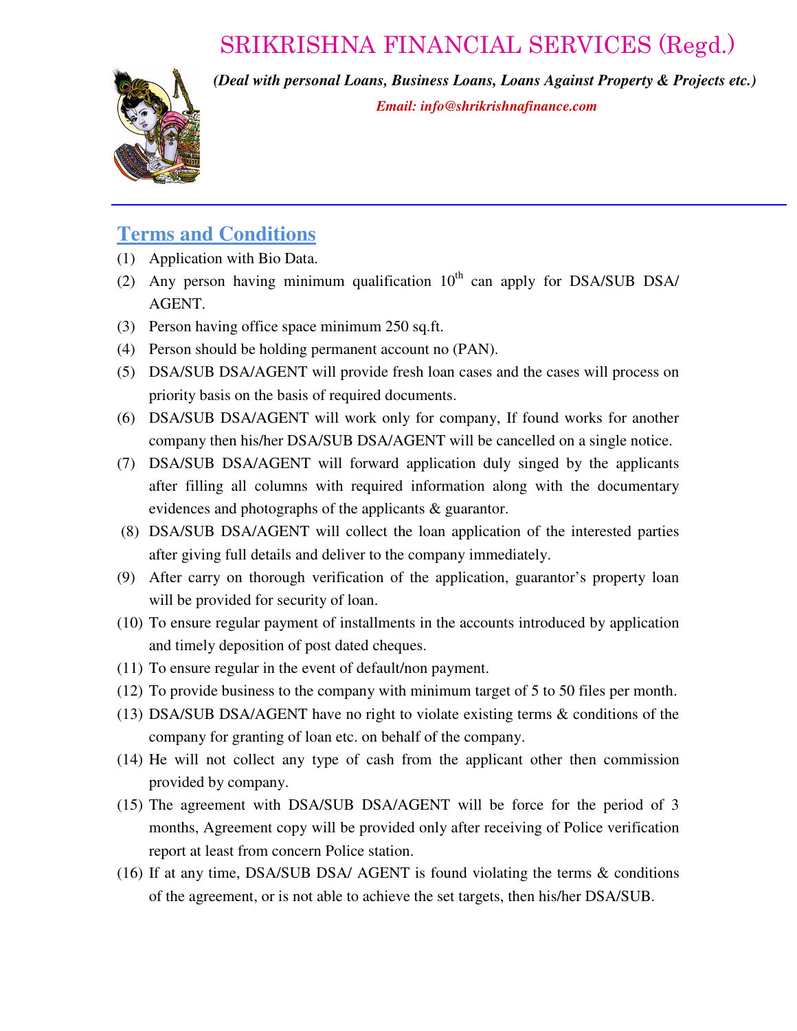# SRIKRISHNA FINANCIAL SERVICES (Regd.)

***(Deal with personal Loans, Business Loans, Loans Against Property & Projects etc.)***

***Email: info@shrikrishnafinance.com***

---

## Terms and Conditions

(1) Application with Bio Data.

(2) Any person having minimum qualification 10th can apply for DSA/SUB DSA/ AGENT.

(3) Person having office space minimum 250 sq.ft.

(4) Person should be holding permanent account no (PAN).

(5) DSA/SUB DSA/AGENT will provide fresh loan cases and the cases will process on priority basis on the basis of required documents.

(6) DSA/SUB DSA/AGENT will work only for company, If found works for another company then his/her DSA/SUB DSA/AGENT will be cancelled on a single notice.

(7) DSA/SUB DSA/AGENT will forward application duly singed by the applicants after filling all columns with required information along with the documentary evidences and photographs of the applicants & guarantor.

(8) DSA/SUB DSA/AGENT will collect the loan application of the interested parties after giving full details and deliver to the company immediately.

(9) After carry on thorough verification of the application, guarantor's property loan will be provided for security of loan.

(10) To ensure regular payment of installments in the accounts introduced by application and timely deposition of post dated cheques.

(11) To ensure regular in the event of default/non payment.

(12) To provide business to the company with minimum target of 5 to 50 files per month.

(13) DSA/SUB DSA/AGENT have no right to violate existing terms & conditions of the company for granting of loan etc. on behalf of the company.

(14) He will not collect any type of cash from the applicant other then commission provided by company.

(15) The agreement with DSA/SUB DSA/AGENT will be force for the period of 3 months, Agreement copy will be provided only after receiving of Police verification report at least from concern Police station.

(16) If at any time, DSA/SUB DSA/ AGENT is found violating the terms & conditions of the agreement, or is not able to achieve the set targets, then his/her DSA/SUB.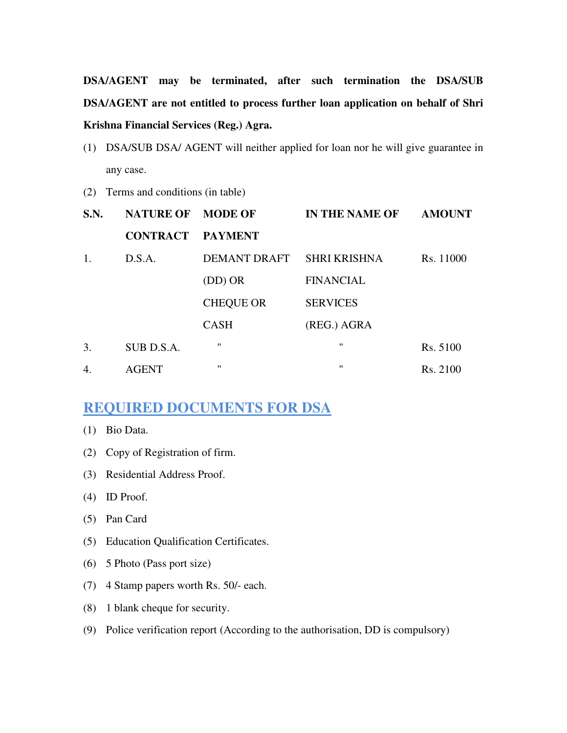**DSA/AGENT may be terminated, after such termination the DSA/SUB DSA/AGENT are not entitled to process further loan application on behalf of Shri Krishna Financial Services (Reg.) Agra.**

(1) DSA/SUB DSA/ AGENT will neither applied for loan nor he will give guarantee in any case.

(2) Terms and conditions (in table)

| S.N. | NATURE OF CONTRACT | MODE OF PAYMENT | IN THE NAME OF | AMOUNT |
|---|---|---|---|---|
| 1. | D.S.A. | DEMANT DRAFT (DD) OR CHEQUE OR CASH | SHRI KRISHNA FINANCIAL SERVICES (REG.) AGRA | Rs. 11000 |
| 3. | SUB D.S.A. | " | " | Rs. 5100 |
| 4. | AGENT | " | " | Rs. 2100 |

## REQUIRED DOCUMENTS FOR DSA

(1) Bio Data.

(2) Copy of Registration of firm.

(3) Residential Address Proof.

(4) ID Proof.

(5) Pan Card

(5) Education Qualification Certificates.

(6) 5 Photo (Pass port size)

(7) 4 Stamp papers worth Rs. 50/- each.

(8) 1 blank cheque for security.

(9) Police verification report (According to the authorisation, DD is compulsory)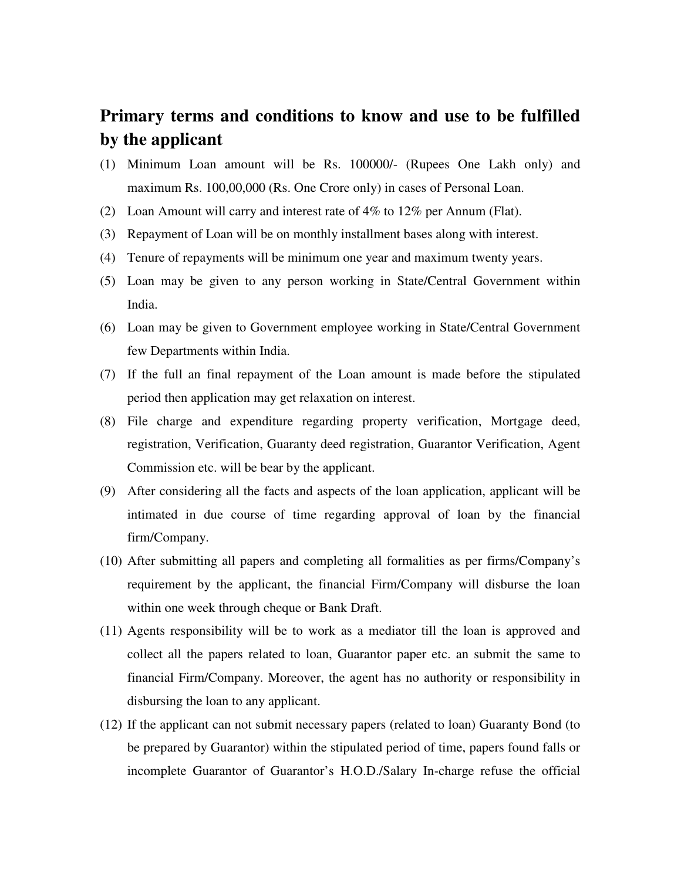## Primary terms and conditions to know and use to be fulfilled by the applicant

(1) Minimum Loan amount will be Rs. 100000/- (Rupees One Lakh only) and maximum Rs. 100,00,000 (Rs. One Crore only) in cases of Personal Loan.

(2) Loan Amount will carry and interest rate of 4% to 12% per Annum (Flat).

(3) Repayment of Loan will be on monthly installment bases along with interest.

(4) Tenure of repayments will be minimum one year and maximum twenty years.

(5) Loan may be given to any person working in State/Central Government within India.

(6) Loan may be given to Government employee working in State/Central Government few Departments within India.

(7) If the full an final repayment of the Loan amount is made before the stipulated period then application may get relaxation on interest.

(8) File charge and expenditure regarding property verification, Mortgage deed, registration, Verification, Guaranty deed registration, Guarantor Verification, Agent Commission etc. will be bear by the applicant.

(9) After considering all the facts and aspects of the loan application, applicant will be intimated in due course of time regarding approval of loan by the financial firm/Company.

(10) After submitting all papers and completing all formalities as per firms/Company's requirement by the applicant, the financial Firm/Company will disburse the loan within one week through cheque or Bank Draft.

(11) Agents responsibility will be to work as a mediator till the loan is approved and collect all the papers related to loan, Guarantor paper etc. an submit the same to financial Firm/Company. Moreover, the agent has no authority or responsibility in disbursing the loan to any applicant.

(12) If the applicant can not submit necessary papers (related to loan) Guaranty Bond (to be prepared by Guarantor) within the stipulated period of time, papers found falls or incomplete Guarantor of Guarantor's H.O.D./Salary In-charge refuse the official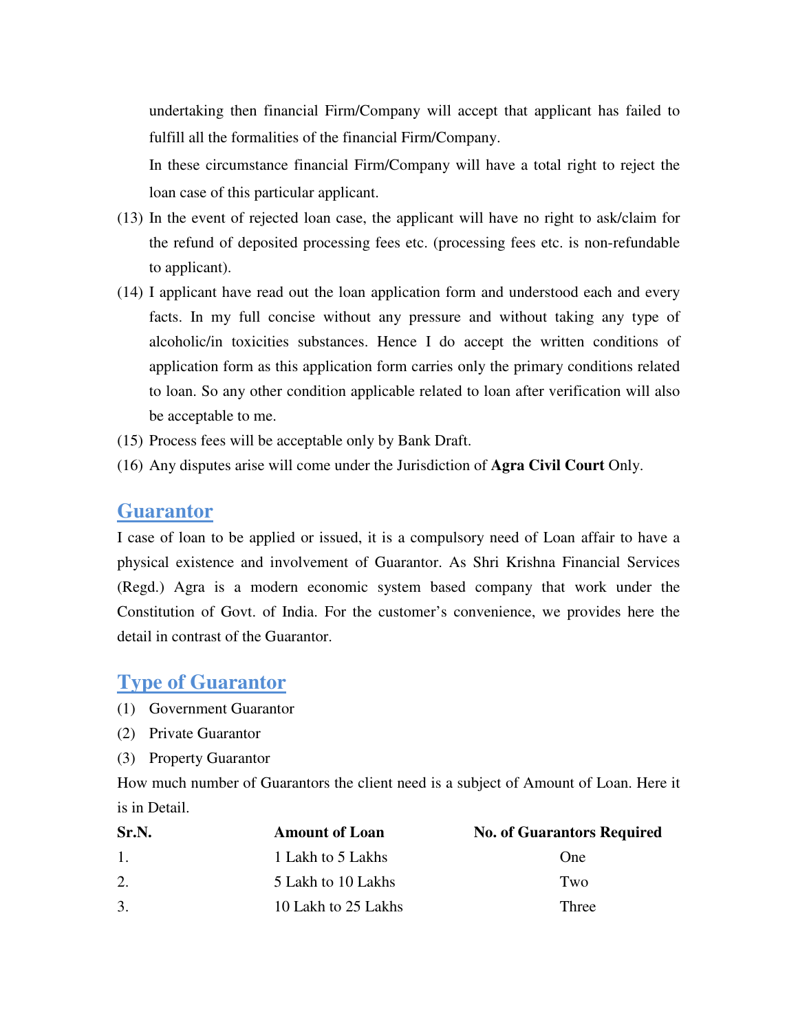undertaking then financial Firm/Company will accept that applicant has failed to fulfill all the formalities of the financial Firm/Company.

In these circumstance financial Firm/Company will have a total right to reject the loan case of this particular applicant.

(13) In the event of rejected loan case, the applicant will have no right to ask/claim for the refund of deposited processing fees etc. (processing fees etc. is non-refundable to applicant).

(14) I applicant have read out the loan application form and understood each and every facts. In my full concise without any pressure and without taking any type of alcoholic/in toxicities substances. Hence I do accept the written conditions of application form as this application form carries only the primary conditions related to loan. So any other condition applicable related to loan after verification will also be acceptable to me.

(15) Process fees will be acceptable only by Bank Draft.

(16) Any disputes arise will come under the Jurisdiction of **Agra Civil Court** Only.

## Guarantor

I case of loan to be applied or issued, it is a compulsory need of Loan affair to have a physical existence and involvement of Guarantor. As Shri Krishna Financial Services (Regd.) Agra is a modern economic system based company that work under the Constitution of Govt. of India. For the customer's convenience, we provides here the detail in contrast of the Guarantor.

## Type of Guarantor

(1) Government Guarantor

(2) Private Guarantor

(3) Property Guarantor

How much number of Guarantors the client need is a subject of Amount of Loan. Here it is in Detail.

| Sr.N. | Amount of Loan | No. of Guarantors Required |
|---|---|---|
| 1. | 1 Lakh to 5 Lakhs | One |
| 2. | 5 Lakh to 10 Lakhs | Two |
| 3. | 10 Lakh to 25 Lakhs | Three |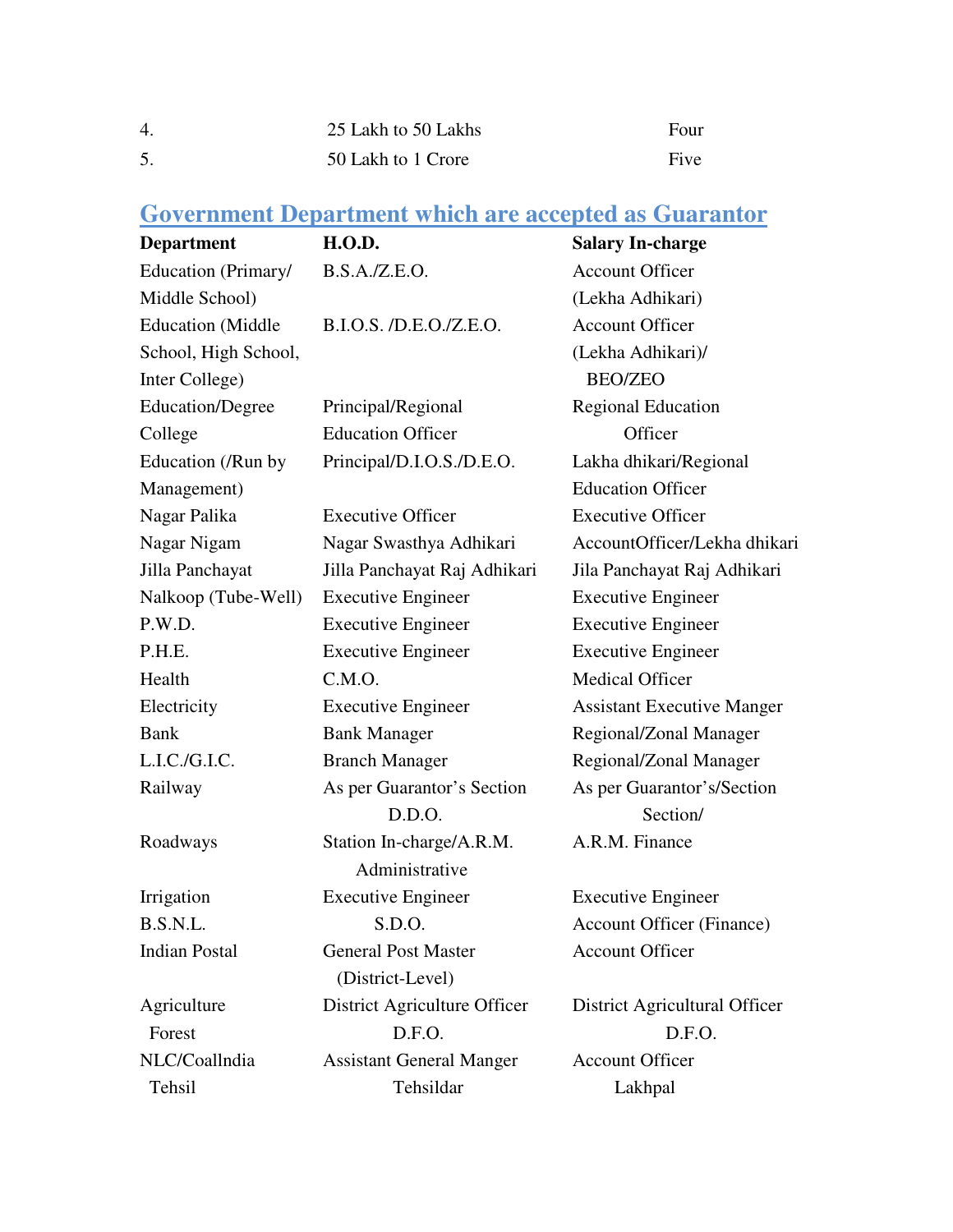| 4. | 25 Lakh to 50 Lakhs | Four |
|---|---|---|
| 5. | 50 Lakh to 1 Crore | Five |

## Government Department which are accepted as Guarantor

| Department | H.O.D. | Salary In-charge |
|---|---|---|
| Education (Primary/ Middle School) | B.S.A./Z.E.O. | Account Officer (Lekha Adhikari) |
| Education (Middle School, High School, Inter College) | B.I.O.S. /D.E.O./Z.E.O. | Account Officer (Lekha Adhikari)/ BEO/ZEO |
| Education/Degree College | Principal/Regional Education Officer | Regional Education Officer |
| Education (/Run by Management) | Principal/D.I.O.S./D.E.O. | Lakha dhikari/Regional Education Officer |
| Nagar Palika | Executive Officer | Executive Officer |
| Nagar Nigam | Nagar Swasthya Adhikari | AccountOfficer/Lekha dhikari |
| Jilla Panchayat | Jilla Panchayat Raj Adhikari | Jila Panchayat Raj Adhikari |
| Nalkoop (Tube-Well) | Executive Engineer | Executive Engineer |
| P.W.D. | Executive Engineer | Executive Engineer |
| P.H.E. | Executive Engineer | Executive Engineer |
| Health | C.M.O. | Medical Officer |
| Electricity | Executive Engineer | Assistant Executive Manger |
| Bank | Bank Manager | Regional/Zonal Manager |
| L.I.C./G.I.C. | Branch Manager | Regional/Zonal Manager |
| Railway | As per Guarantor's Section D.D.O. | As per Guarantor's/Section Section/ |
| Roadways | Station In-charge/A.R.M. Administrative | A.R.M. Finance |
| Irrigation | Executive Engineer | Executive Engineer |
| B.S.N.L. | S.D.O. | Account Officer (Finance) |
| Indian Postal | General Post Master (District-Level) | Account Officer |
| Agriculture | District Agriculture Officer | District Agricultural Officer |
| Forest | D.F.O. | D.F.O. |
| NLC/Coallndia | Assistant General Manger | Account Officer |
| Tehsil | Tehsildar | Lakhpal |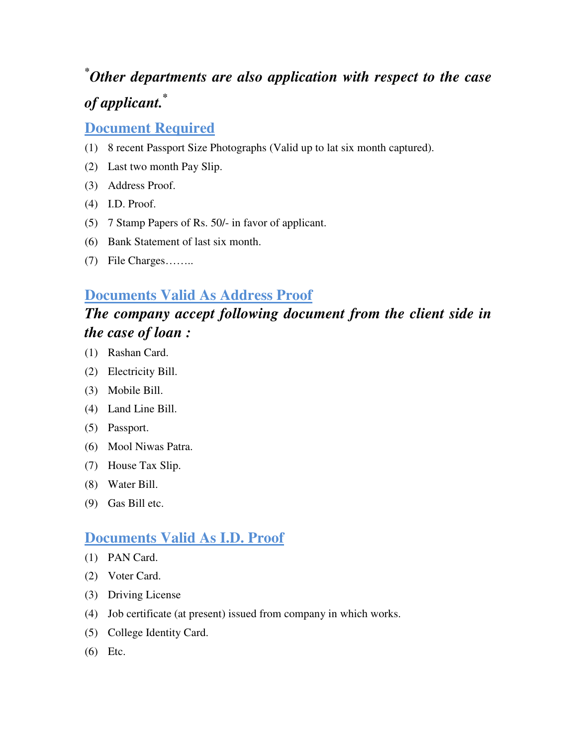***Other departments are also application with respect to the case of applicant.***

## Document Required

(1) 8 recent Passport Size Photographs (Valid up to lat six month captured).

(2) Last two month Pay Slip.

(3) Address Proof.

(4) I.D. Proof.

(5) 7 Stamp Papers of Rs. 50/- in favor of applicant.

(6) Bank Statement of last six month.

(7) File Charges……..

## Documents Valid As Address Proof

***The company accept following document from the client side in the case of loan :***

(1) Rashan Card.

(2) Electricity Bill.

(3) Mobile Bill.

(4) Land Line Bill.

(5) Passport.

(6) Mool Niwas Patra.

(7) House Tax Slip.

(8) Water Bill.

(9) Gas Bill etc.

## Documents Valid As I.D. Proof

(1) PAN Card.

(2) Voter Card.

(3) Driving License

(4) Job certificate (at present) issued from company in which works.

(5) College Identity Card.

(6) Etc.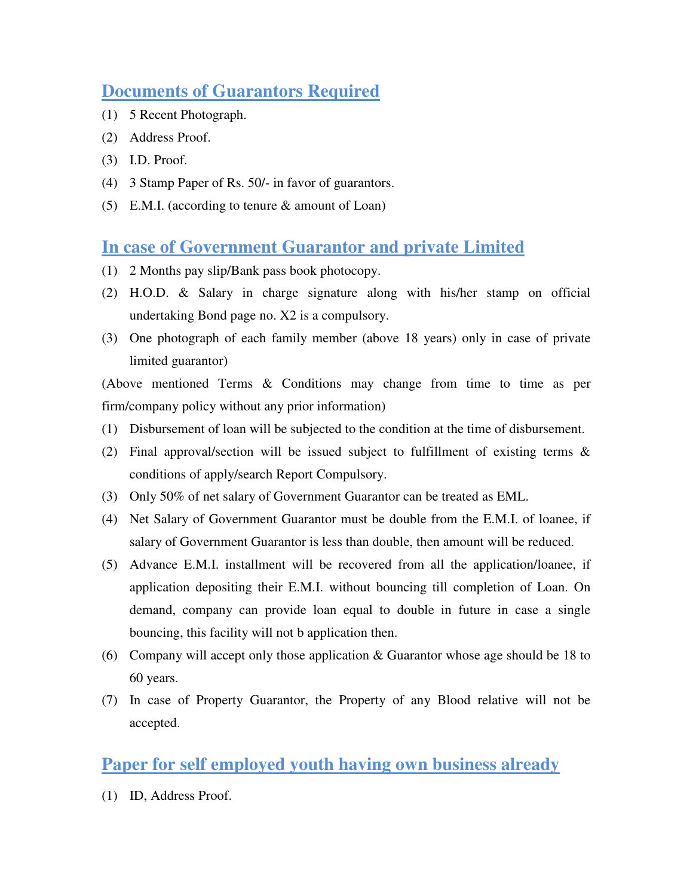## Documents of Guarantors Required

(1) 5 Recent Photograph.

(2) Address Proof.

(3) I.D. Proof.

(4) 3 Stamp Paper of Rs. 50/- in favor of guarantors.

(5) E.M.I. (according to tenure & amount of Loan)

## In case of Government Guarantor and private Limited

(1) 2 Months pay slip/Bank pass book photocopy.

(2) H.O.D. & Salary in charge signature along with his/her stamp on official undertaking Bond page no. X2 is a compulsory.

(3) One photograph of each family member (above 18 years) only in case of private limited guarantor)

(Above mentioned Terms & Conditions may change from time to time as per firm/company policy without any prior information)

(1) Disbursement of loan will be subjected to the condition at the time of disbursement.

(2) Final approval/section will be issued subject to fulfillment of existing terms & conditions of apply/search Report Compulsory.

(3) Only 50% of net salary of Government Guarantor can be treated as EML.

(4) Net Salary of Government Guarantor must be double from the E.M.I. of loanee, if salary of Government Guarantor is less than double, then amount will be reduced.

(5) Advance E.M.I. installment will be recovered from all the application/loanee, if application depositing their E.M.I. without bouncing till completion of Loan. On demand, company can provide loan equal to double in future in case a single bouncing, this facility will not b application then.

(6) Company will accept only those application & Guarantor whose age should be 18 to 60 years.

(7) In case of Property Guarantor, the Property of any Blood relative will not be accepted.

## Paper for self employed youth having own business already

(1) ID, Address Proof.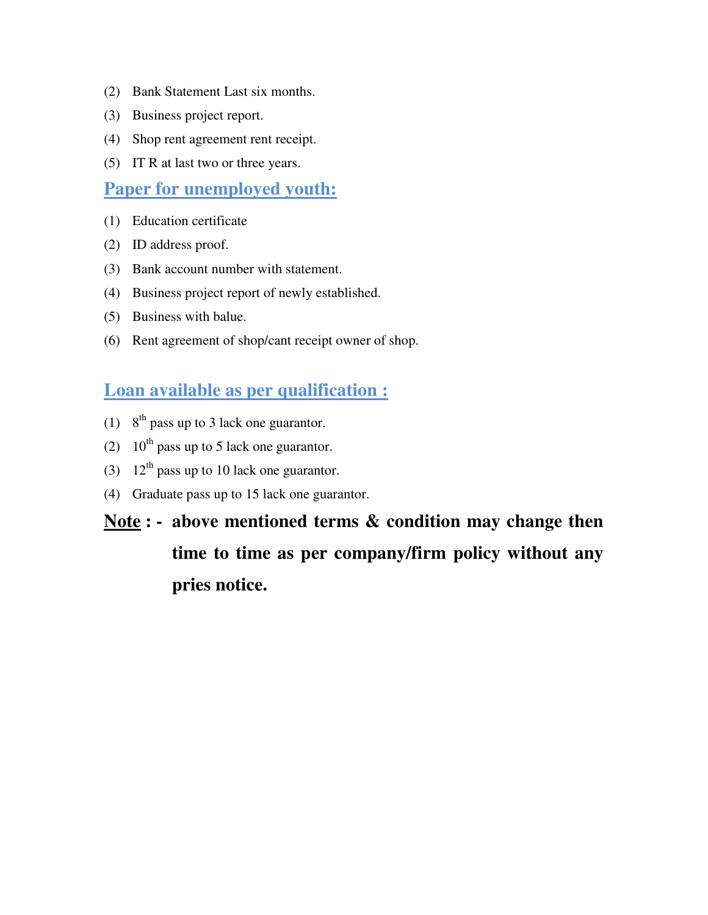(2) Bank Statement Last six months.

(3) Business project report.

(4) Shop rent agreement rent receipt.

(5) IT R at last two or three years.

## Paper for unemployed youth:

(1) Education certificate

(2) ID address proof.

(3) Bank account number with statement.

(4) Business project report of newly established.

(5) Business with balue.

(6) Rent agreement of shop/cant receipt owner of shop.

## Loan available as per qualification :

(1) 8th pass up to 3 lack one guarantor.

(2) 10th pass up to 5 lack one guarantor.

(3) 12th pass up to 10 lack one guarantor.

(4) Graduate pass up to 15 lack one guarantor.

**Note : - above mentioned terms & condition may change then time to time as per company/firm policy without any pries notice.**